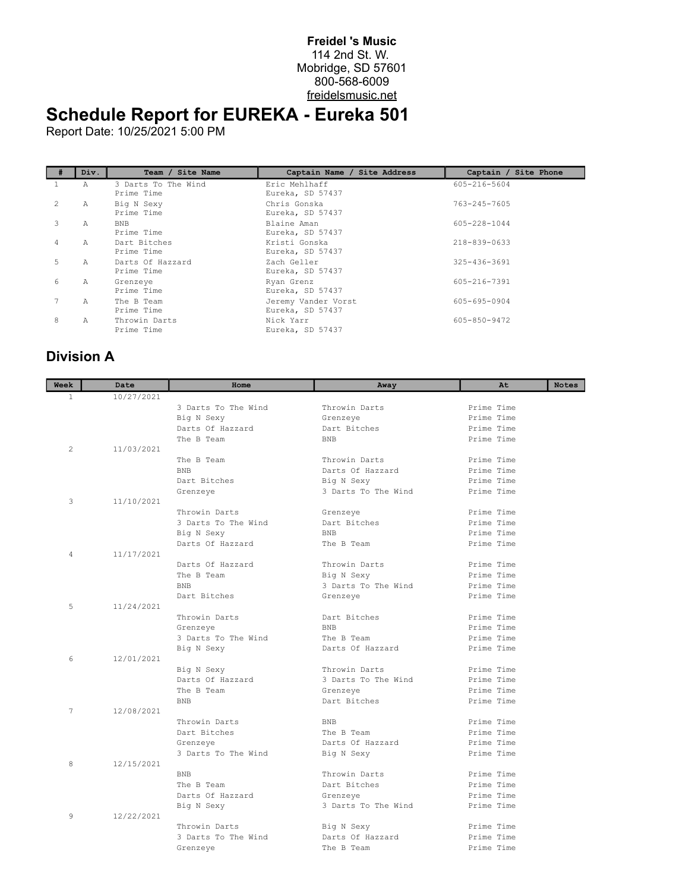**Freidel 's Music**
114 2nd St. W.
Mobridge, SD 57601
800-568-6009
freidelsmusic.net

# Schedule Report for EUREKA - Eureka 501

Report Date: 10/25/2021 5:00 PM

| # | Div. | Team / Site Name | Captain Name / Site Address | Captain / Site Phone |
|---|---|---|---|---|
| 1 | A | 3 Darts To The Wind<br>Prime Time | Eric Mehlhaff<br>Eureka, SD 57437 | 605-216-5604 |
| 2 | A | Big N Sexy<br>Prime Time | Chris Gonska<br>Eureka, SD 57437 | 763-245-7605 |
| 3 | A | BNB<br>Prime Time | Blaine Aman<br>Eureka, SD 57437 | 605-228-1044 |
| 4 | A | Dart Bitches<br>Prime Time | Kristi Gonska<br>Eureka, SD 57437 | 218-839-0633 |
| 5 | A | Darts Of Hazzard<br>Prime Time | Zach Geller<br>Eureka, SD 57437 | 325-436-3691 |
| 6 | A | Grenzeye<br>Prime Time | Ryan Grenz<br>Eureka, SD 57437 | 605-216-7391 |
| 7 | A | The B Team<br>Prime Time | Jeremy Vander Vorst<br>Eureka, SD 57437 | 605-695-0904 |
| 8 | A | Throwin Darts<br>Prime Time | Nick Yarr<br>Eureka, SD 57437 | 605-850-9472 |

## Division A

| Week | Date | Home | Away | At | Notes |
|---|---|---|---|---|---|
| 1 | 10/27/2021 | | | | |
| | | 3 Darts To The Wind | Throwin Darts | Prime Time | |
| | | Big N Sexy | Grenzeye | Prime Time | |
| | | Darts Of Hazzard | Dart Bitches | Prime Time | |
| | | The B Team | BNB | Prime Time | |
| 2 | 11/03/2021 | | | | |
| | | The B Team | Throwin Darts | Prime Time | |
| | | BNB | Darts Of Hazzard | Prime Time | |
| | | Dart Bitches | Big N Sexy | Prime Time | |
| | | Grenzeye | 3 Darts To The Wind | Prime Time | |
| 3 | 11/10/2021 | | | | |
| | | Throwin Darts | Grenzeye | Prime Time | |
| | | 3 Darts To The Wind | Dart Bitches | Prime Time | |
| | | Big N Sexy | BNB | Prime Time | |
| | | Darts Of Hazzard | The B Team | Prime Time | |
| 4 | 11/17/2021 | | | | |
| | | Darts Of Hazzard | Throwin Darts | Prime Time | |
| | | The B Team | Big N Sexy | Prime Time | |
| | | BNB | 3 Darts To The Wind | Prime Time | |
| | | Dart Bitches | Grenzeye | Prime Time | |
| 5 | 11/24/2021 | | | | |
| | | Throwin Darts | Dart Bitches | Prime Time | |
| | | Grenzeye | BNB | Prime Time | |
| | | 3 Darts To The Wind | The B Team | Prime Time | |
| | | Big N Sexy | Darts Of Hazzard | Prime Time | |
| 6 | 12/01/2021 | | | | |
| | | Big N Sexy | Throwin Darts | Prime Time | |
| | | Darts Of Hazzard | 3 Darts To The Wind | Prime Time | |
| | | The B Team | Grenzeye | Prime Time | |
| | | BNB | Dart Bitches | Prime Time | |
| 7 | 12/08/2021 | | | | |
| | | Throwin Darts | BNB | Prime Time | |
| | | Dart Bitches | The B Team | Prime Time | |
| | | Grenzeye | Darts Of Hazzard | Prime Time | |
| | | 3 Darts To The Wind | Big N Sexy | Prime Time | |
| 8 | 12/15/2021 | | | | |
| | | BNB | Throwin Darts | Prime Time | |
| | | The B Team | Dart Bitches | Prime Time | |
| | | Darts Of Hazzard | Grenzeye | Prime Time | |
| | | Big N Sexy | 3 Darts To The Wind | Prime Time | |
| 9 | 12/22/2021 | | | | |
| | | Throwin Darts | Big N Sexy | Prime Time | |
| | | 3 Darts To The Wind | Darts Of Hazzard | Prime Time | |
| | | Grenzeye | The B Team | Prime Time | |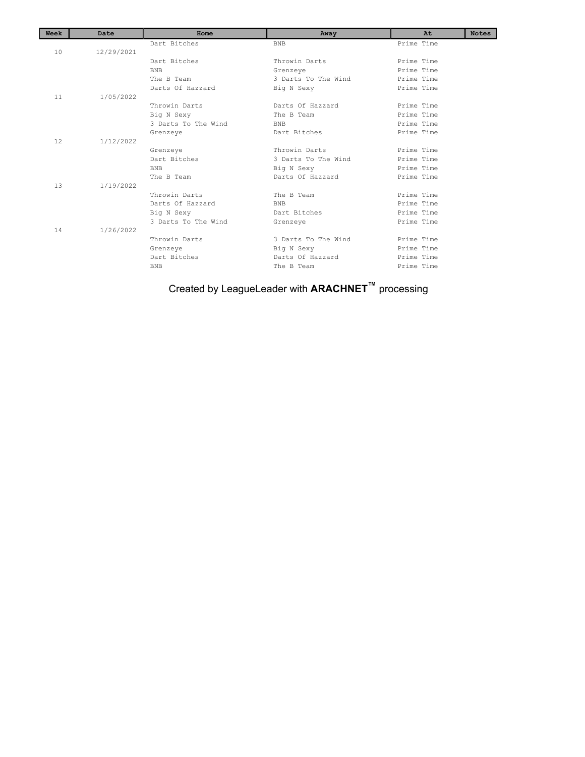| Week | Date | Home | Away | At | Notes |
|---|---|---|---|---|---|
| | | Dart Bitches | BNB | Prime Time | |
| 10 | 12/29/2021 | | | | |
| | | Dart Bitches | Throwin Darts | Prime Time | |
| | | BNB | Grenzeye | Prime Time | |
| | | The B Team | 3 Darts To The Wind | Prime Time | |
| | | Darts Of Hazzard | Big N Sexy | Prime Time | |
| 11 | 1/05/2022 | | | | |
| | | Throwin Darts | Darts Of Hazzard | Prime Time | |
| | | Big N Sexy | The B Team | Prime Time | |
| | | 3 Darts To The Wind | BNB | Prime Time | |
| | | Grenzeye | Dart Bitches | Prime Time | |
| 12 | 1/12/2022 | | | | |
| | | Grenzeye | Throwin Darts | Prime Time | |
| | | Dart Bitches | 3 Darts To The Wind | Prime Time | |
| | | BNB | Big N Sexy | Prime Time | |
| | | The B Team | Darts Of Hazzard | Prime Time | |
| 13 | 1/19/2022 | | | | |
| | | Throwin Darts | The B Team | Prime Time | |
| | | Darts Of Hazzard | BNB | Prime Time | |
| | | Big N Sexy | Dart Bitches | Prime Time | |
| | | 3 Darts To The Wind | Grenzeye | Prime Time | |
| 14 | 1/26/2022 | | | | |
| | | Throwin Darts | 3 Darts To The Wind | Prime Time | |
| | | Grenzeye | Big N Sexy | Prime Time | |
| | | Dart Bitches | Darts Of Hazzard | Prime Time | |
| | | BNB | The B Team | Prime Time | |

Created by LeagueLeader with **ARACHNET™** processing